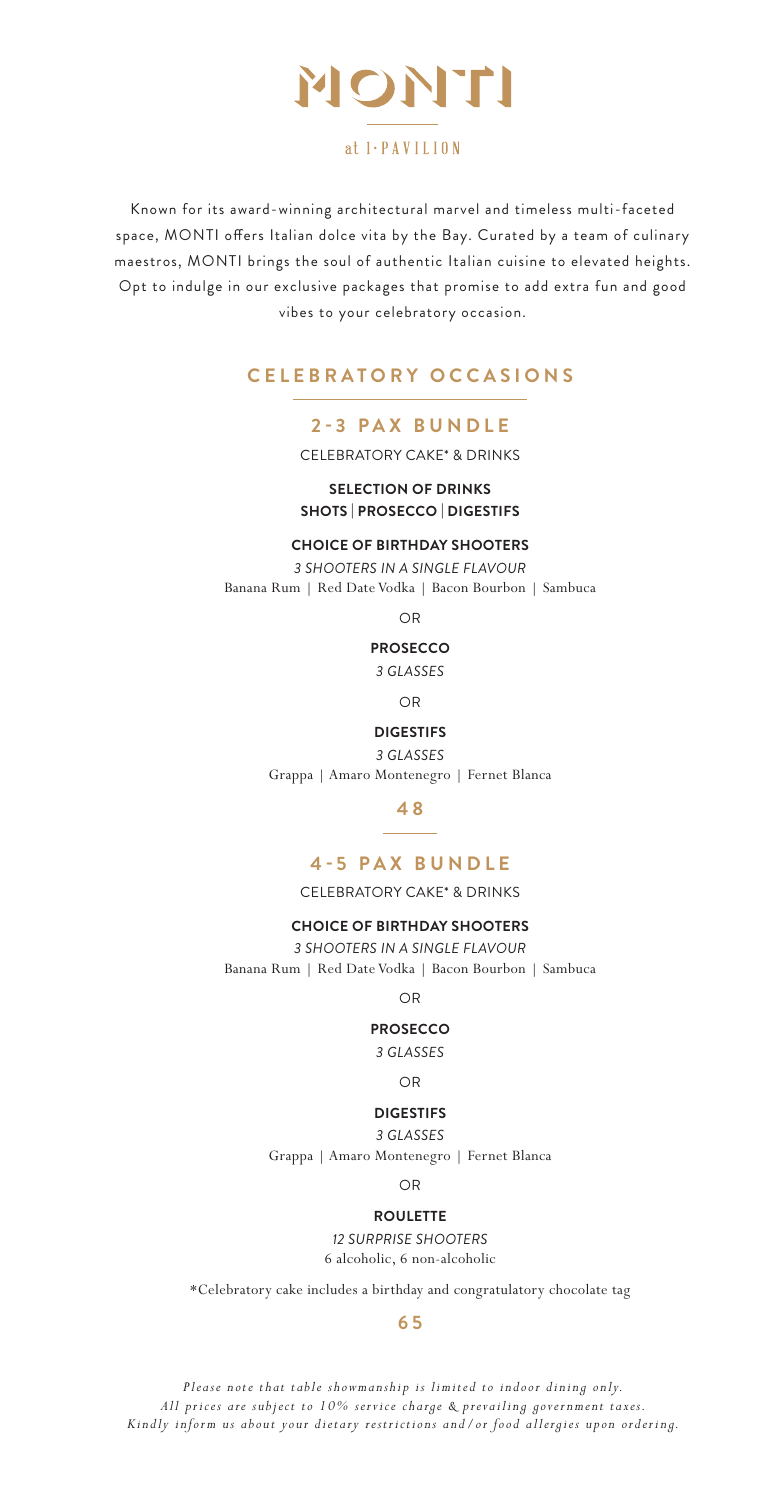# MONTI

at 1·PAVILION

Known for its award-winning architectural marvel and timeless multi-faceted space, MONTI offers Italian dolce vita by the Bay. Curated by a team of culinary maestros, MONTI brings the soul of authentic Italian cuisine to elevated heights. Opt to indulge in our exclusive packages that promise to add extra fun and good vibes to your celebratory occasion.

## CELEBRATORY OCCASIONS

### 2-3 PAX BUNDLE

CELEBRATORY CAKE* & DRINKS

**SELECTION OF DRINKS**
**SHOTS | PROSECCO | DIGESTIFS**

**CHOICE OF BIRTHDAY SHOOTERS**

*3 SHOOTERS IN A SINGLE FLAVOUR*
Banana Rum | Red Date Vodka | Bacon Bourbon | Sambuca

OR

**PROSECCO**

*3 GLASSES*

OR

**DIGESTIFS**

*3 GLASSES*
Grappa | Amaro Montenegro | Fernet Blanca

**48**

### 4-5 PAX BUNDLE

CELEBRATORY CAKE* & DRINKS

**CHOICE OF BIRTHDAY SHOOTERS**

*3 SHOOTERS IN A SINGLE FLAVOUR*
Banana Rum | Red Date Vodka | Bacon Bourbon | Sambuca

OR

**PROSECCO**

*3 GLASSES*

OR

**DIGESTIFS**

*3 GLASSES*
Grappa | Amaro Montenegro | Fernet Blanca

OR

**ROULETTE**

*12 SURPRISE SHOOTERS*
6 alcoholic, 6 non-alcoholic

*Celebratory cake includes a birthday and congratulatory chocolate tag

**65**

*Please note that table showmanship is limited to indoor dining only.*
*All prices are subject to 10% service charge & prevailing government taxes.*
*Kindly inform us about your dietary restrictions and/or food allergies upon ordering.*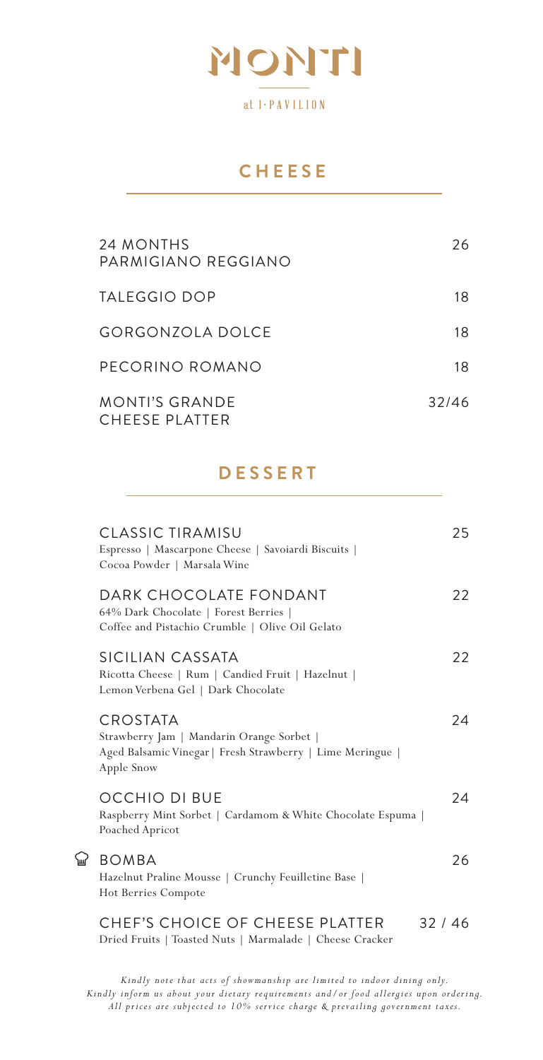# MONTI

at I·PAVILION

## CHEESE

24 MONTHS PARMIGIANO REGGIANO 26

TALEGGIO DOP 18

GORGONZOLA DOLCE 18

PECORINO ROMANO 18

MONTI'S GRANDE CHEESE PLATTER 32/46

## DESSERT

CLASSIC TIRAMISU 25
Espresso | Mascarpone Cheese | Savoiardi Biscuits | Cocoa Powder | Marsala Wine

DARK CHOCOLATE FONDANT 22
64% Dark Chocolate | Forest Berries | Coffee and Pistachio Crumble | Olive Oil Gelato

SICILIAN CASSATA 22
Ricotta Cheese | Rum | Candied Fruit | Hazelnut | Lemon Verbena Gel | Dark Chocolate

CROSTATA 24
Strawberry Jam | Mandarin Orange Sorbet | Aged Balsamic Vinegar | Fresh Strawberry | Lime Meringue | Apple Snow

OCCHIO DI BUE 24
Raspberry Mint Sorbet | Cardamom & White Chocolate Espuma | Poached Apricot

BOMBA 26
Hazelnut Praline Mousse | Crunchy Feuilletine Base | Hot Berries Compote

CHEF'S CHOICE OF CHEESE PLATTER 32 / 46
Dried Fruits | Toasted Nuts | Marmalade | Cheese Cracker

*Kindly note that acts of showmanship are limited to indoor dining only.*
*Kindly inform us about your dietary requirements and/or food allergies upon ordering.*
*All prices are subjected to 10% service charge & prevailing government taxes.*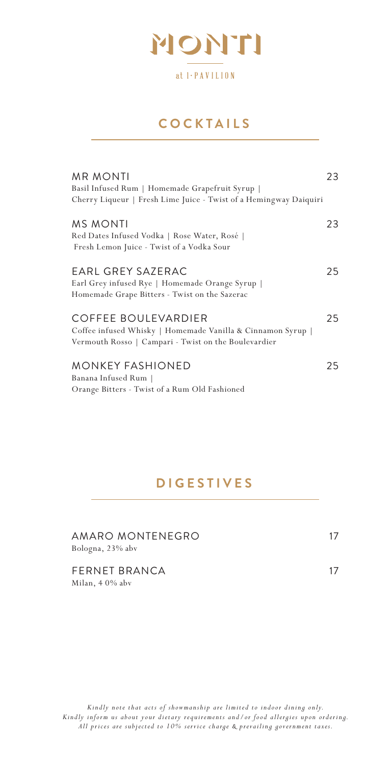# MONTI

at 1·PAVILION

## COCKTAILS

**MR MONTI** 23
Basil Infused Rum | Homemade Grapefruit Syrup |
Cherry Liqueur | Fresh Lime Juice - Twist of a Hemingway Daiquiri

**MS MONTI** 23
Red Dates Infused Vodka | Rose Water, Rosé |
Fresh Lemon Juice - Twist of a Vodka Sour

**EARL GREY SAZERAC** 25
Earl Grey infused Rye | Homemade Orange Syrup |
Homemade Grape Bitters - Twist on the Sazerac

**COFFEE BOULEVARDIER** 25
Coffee infused Whisky | Homemade Vanilla & Cinnamon Syrup |
Vermouth Rosso | Campari - Twist on the Boulevardier

**MONKEY FASHIONED** 25
Banana Infused Rum |
Orange Bitters - Twist of a Rum Old Fashioned

## DIGESTIVES

**AMARO MONTENEGRO** 17
Bologna, 23% abv

**FERNET BRANCA** 17
Milan, 4 0% abv

*Kindly note that acts of showmanship are limited to indoor dining only.*
*Kindly inform us about your dietary requirements and/or food allergies upon ordering.*
*All prices are subjected to 10% service charge & prevailing government taxes.*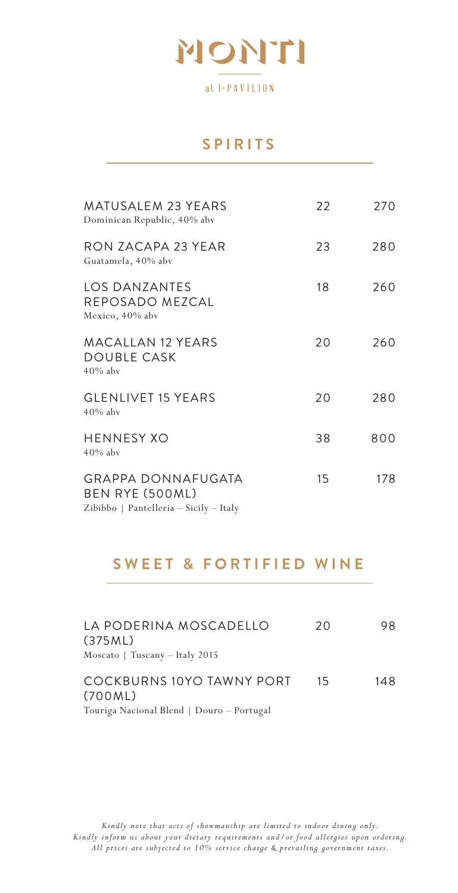# MONTI

at 1·PAVILION

## SPIRITS

| | | |
|---|---|---|
| MATUSALEM 23 YEARS<br>Dominican Republic, 40% abv | 22 | 270 |
| RON ZACAPA 23 YEAR<br>Guatamela, 40% abv | 23 | 280 |
| LOS DANZANTES REPOSADO MEZCAL<br>Mexico, 40% abv | 18 | 260 |
| MACALLAN 12 YEARS DOUBLE CASK<br>40% abv | 20 | 260 |
| GLENLIVET 15 YEARS<br>40% abv | 20 | 280 |
| HENNESY XO<br>40% abv | 38 | 800 |
| GRAPPA DONNAFUGATA BEN RYE (500ML)<br>Zibibbo \| Pantelleria – Sicily – Italy | 15 | 178 |

## SWEET & FORTIFIED WINE

| | | |
|---|---|---|
| LA PODERINA MOSCADELLO (375ML)<br>Moscato \| Tuscany – Italy 2015 | 20 | 98 |
| COCKBURNS 10YO TAWNY PORT (700ML)<br>Touriga Nacional Blend \| Douro – Portugal | 15 | 148 |

*Kindly note that acts of showmanship are limited to indoor dining only.*
*Kindly inform us about your dietary requirements and/or food allergies upon ordering.*
*All prices are subjected to 10% service charge & prevailing government taxes.*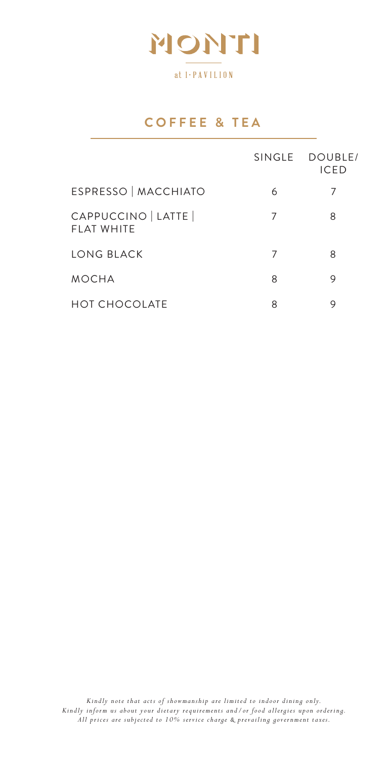# MONTI

at I·PAVILION

## COFFEE & TEA

| | SINGLE | DOUBLE/ ICED |
|---|---|---|
| ESPRESSO \| MACCHIATO | 6 | 7 |
| CAPPUCCINO \| LATTE \| FLAT WHITE | 7 | 8 |
| LONG BLACK | 7 | 8 |
| MOCHA | 8 | 9 |
| HOT CHOCOLATE | 8 | 9 |

*Kindly note that acts of showmanship are limited to indoor dining only.*
*Kindly inform us about your dietary requirements and/or food allergies upon ordering.*
*All prices are subjected to 10% service charge & prevailing government taxes.*